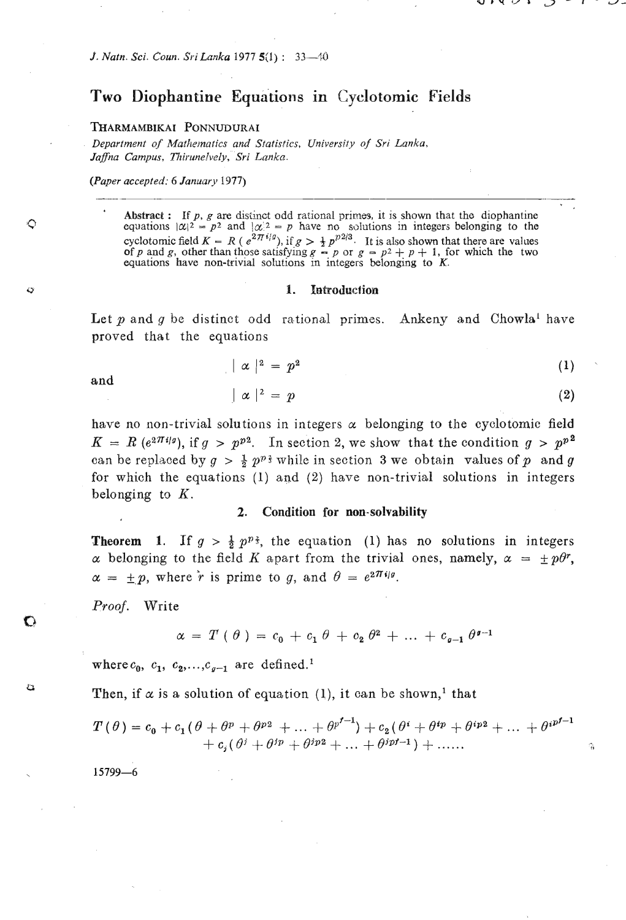# Two Diophantine Equations in Cyclotomic Fields

THARMAMBIKAI PONNUDURAI

*Department of Mathematics and Statistics, University of Sri Lanka, Jaffna Campus, Thirunelvely, Sri Lanka.*

*(Paper accepted: 6 January 1977)*

**Abstract**: If $p$, $g$ are distinct odd rational primes, it is shown that the diophantine equations $|\alpha|^2 = p^2$ and $|\alpha|^2 = p$ have no solutions in integers belonging to the cyclotomic field $K = R(e^{2\pi i/g})$, if $g > \frac{1}{2}p^{p2/3}$. It is also shown that there are values of $p$ and $g$, other than those satisfying $g = p$ or $g = p^2 + p + 1$, for which the two equations have non-trivial solutions in integers belonging to $K$.

## 1. Introduction

Let $p$ and $g$ be distinct odd rational primes. Ankeny and Chowla[1] have proved that the equations

$$|\alpha|^2 = p^2 \tag{1}$$

and

$$|\alpha|^2 = p \tag{2}$$

have no non-trivial solutions in integers $\alpha$ belonging to the cyclotomic field $K = R(e^{2\pi i/g})$, if $g > p^{p2}$. In section 2, we show that the condition $g > p^{p2}$ can be replaced by $g > \frac{1}{2}p^{p\frac{2}{3}}$ while in section 3 we obtain values of $p$ and $g$ for which the equations (1) and (2) have non-trivial solutions in integers belonging to $K$.

### 2. Condition for non-solvability

**Theorem 1.** If $g > \frac{1}{2}p^{p\frac{2}{3}}$, the equation (1) has no solutions in integers $\alpha$ belonging to the field $K$ apart from the trivial ones, namely, $\alpha = \pm p\theta^r$, $\alpha = \pm p$, where $r$ is prime to $g$, and $\theta = e^{2\pi i/g}$.

*Proof.* Write

$$\alpha = T(\theta) = c_0 + c_1\theta + c_2\theta^2 + \ldots + c_{g-1}\theta^{g-1}$$

where $c_0, c_1, c_2, \ldots, c_{g-1}$ are defined.[1]

Then, if $\alpha$ is a solution of equation (1), it can be shown,[1] that

$$T(\theta) = c_0 + c_1(\theta + \theta^p + \theta^{p2} + \ldots + \theta^{p^{f-1}}) + c_2(\theta^i + \theta^{ip} + \theta^{ip2} + \ldots + \theta^{ip^{f-1}} + c_j(\theta^j + \theta^{jp} + \theta^{jp2} + \ldots + \theta^{jp^{f-1}}) + \ldots\ldots$$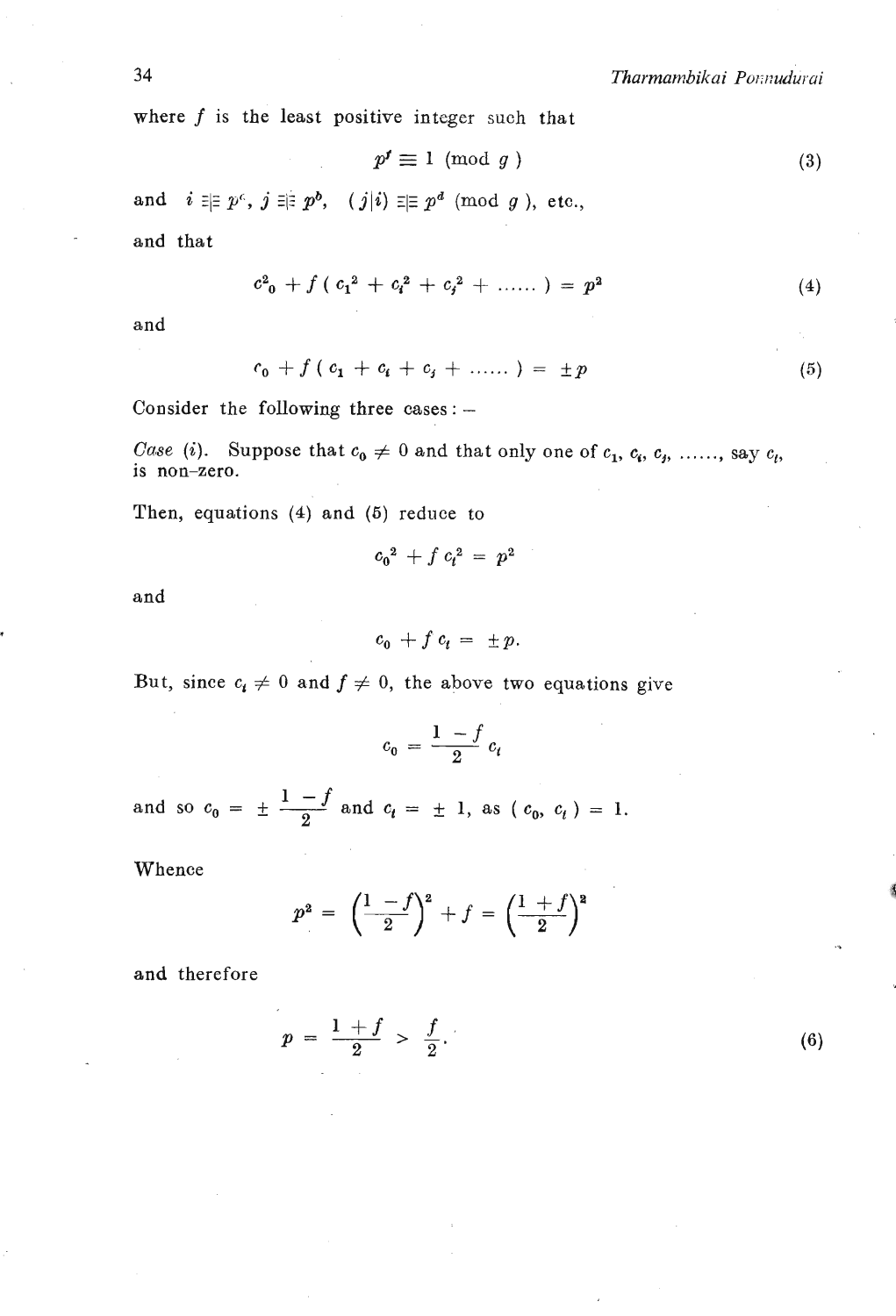where $f$ is the least positive integer such that

$$p^f \equiv 1 \pmod{g} \tag{3}$$

and $i \equiv p^c$, $j \equiv p^b$, $(j|i) \equiv p^d \pmod{g}$, etc.,

and that

$$c_0^2 + f(c_1^2 + c_i^2 + c_j^2 + \ldots\ldots) = p^2 \tag{4}$$

and

$$c_0 + f(c_1 + c_i + c_j + \ldots\ldots) = \pm p \tag{5}$$

Consider the following three cases: –

*Case (i).* Suppose that $c_0 \neq 0$ and that only one of $c_1, c_i, c_j, \ldots\ldots$, say $c_t$, is non-zero.

Then, equations (4) and (5) reduce to

$$c_0^2 + f\,c_t^2 = p^2$$

and

$$c_0 + f\,c_t = \pm p.$$

But, since $c_t \neq 0$ and $f \neq 0$, the above two equations give

$$c_0 = \frac{1-f}{2}\,c_t$$

and so $c_0 = \pm \dfrac{1-f}{2}$ and $c_t = \pm 1$, as $(c_0, c_t) = 1$.

Whence

$$p^2 = \left(\frac{1-f}{2}\right)^2 + f = \left(\frac{1+f}{2}\right)^2$$

and therefore

$$p = \frac{1+f}{2} > \frac{f}{2}. \tag{6}$$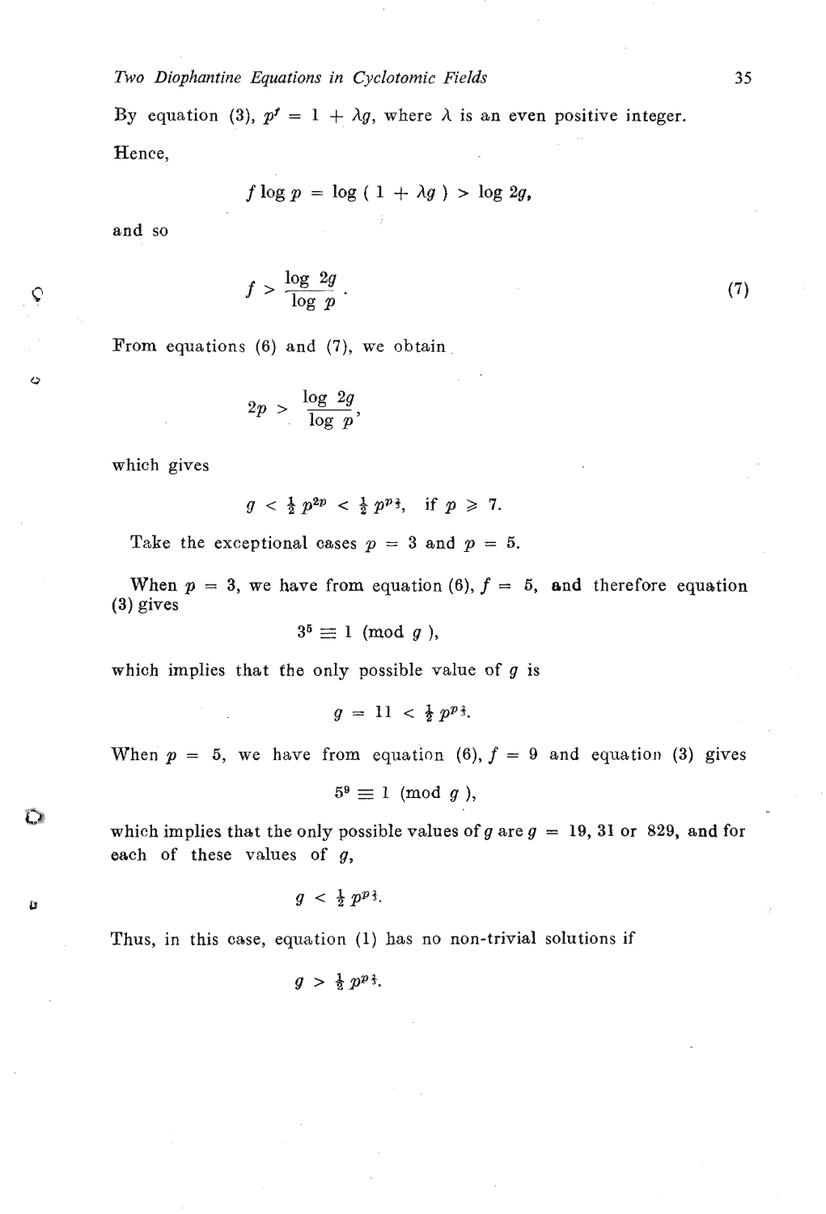By equation (3), $p^f = 1 + \lambda g$, where $\lambda$ is an even positive integer.

Hence,

$$f \log p = \log ( 1 + \lambda g ) > \log 2g,$$

and so

$$f > \frac{\log 2g}{\log p}. \tag{7}$$

From equations (6) and (7), we obtain

$$2p > \frac{\log 2g}{\log p},$$

which gives

$$g < \tfrac{1}{2} p^{2p} < \tfrac{1}{2} p^{p\frac{3}{}},\quad \text{if } p \geqslant 7.$$

Take the exceptional cases $p = 3$ and $p = 5$.

When $p = 3$, we have from equation (6), $f = 5$, and therefore equation (3) gives

$$3^5 \equiv 1 \pmod{g},$$

which implies that the only possible value of $g$ is

$$g = 11 < \tfrac{1}{2} p^{p\frac{3}{}}.$$

When $p = 5$, we have from equation (6), $f = 9$ and equation (3) gives

$$5^9 \equiv 1 \pmod{g},$$

which implies that the only possible values of $g$ are $g = 19, 31$ or $829$, and for each of these values of $g$,

$$g < \tfrac{1}{2} p^{p\frac{3}{}}.$$

Thus, in this case, equation (1) has no non-trivial solutions if

$$g > \tfrac{1}{2} p^{p\frac{3}{}}.$$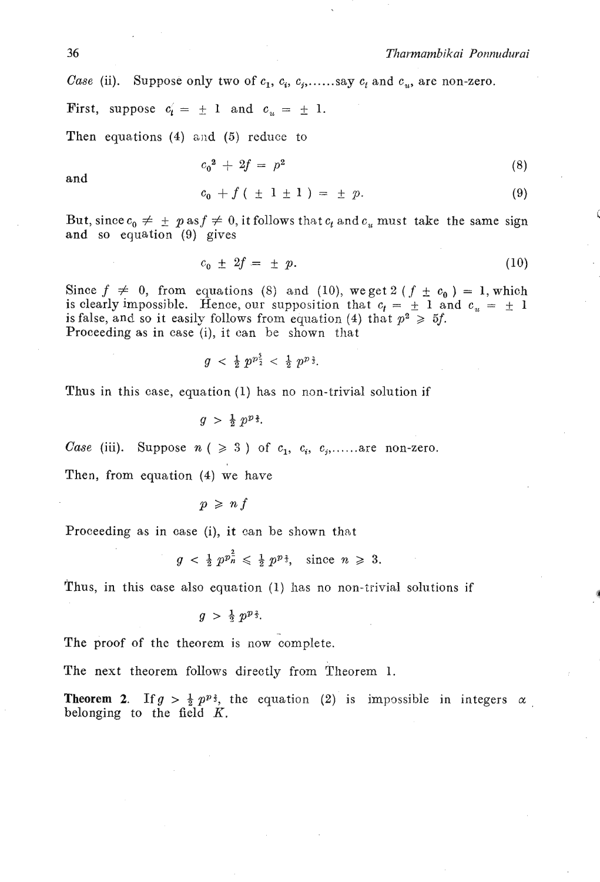*Case* (ii). Suppose only two of $c_1, c_i, c_j, \ldots\ldots$ say $c_t$ and $c_u$, are non-zero.

First, suppose $c_t = \pm 1$ and $c_u = \pm 1$.

Then equations (4) and (5) reduce to

$$c_0^2 + 2f = p^2 \tag{8}$$

and

$$c_0 + f(\pm 1 \pm 1) = \pm p. \tag{9}$$

But, since $c_0 \neq \pm p$ as $f \neq 0$, it follows that $c_t$ and $c_u$ must take the same sign and so equation (9) gives

$$c_0 \pm 2f = \pm p. \tag{10}$$

Since $f \neq 0$, from equations (8) and (10), we get $2(f \pm c_0) = 1$, which is clearly impossible. Hence, our supposition that $c_t = \pm 1$ and $c_u = \pm 1$ is false, and so it easily follows from equation (4) that $p^2 \geqslant 5f$.
Proceeding as in case (i), it can be shown that

$$g < \tfrac{1}{2} p^{p^{\frac{2}{5}}} < \tfrac{1}{2} p^{p^{\frac{2}{3}}}.$$

Thus in this case, equation (1) has no non-trivial solution if

$$g > \tfrac{1}{2} p^{p^{\frac{2}{3}}}.$$

*Case* (iii). Suppose $n\ (\geqslant 3)$ of $c_1, c_i, c_j, \ldots\ldots$ are non-zero.

Then, from equation (4) we have

$$p \geqslant nf$$

Proceeding as in case (i), it can be shown that

$$g < \tfrac{1}{2} p^{p^{\frac{2}{n}}} \leqslant \tfrac{1}{2} p^{p^{\frac{2}{3}}}, \quad \text{since } n \geqslant 3.$$

Thus, in this case also equation (1) has no non-trivial solutions if

$$g > \tfrac{1}{2} p^{p^{\frac{2}{3}}}.$$

The proof of the theorem is now complete.

The next theorem follows directly from Theorem 1.

**Theorem 2.** If $g > \frac{1}{2} p^{p^{\frac{2}{3}}}$, the equation (2) is impossible in integers $\alpha$ belonging to the field $K$.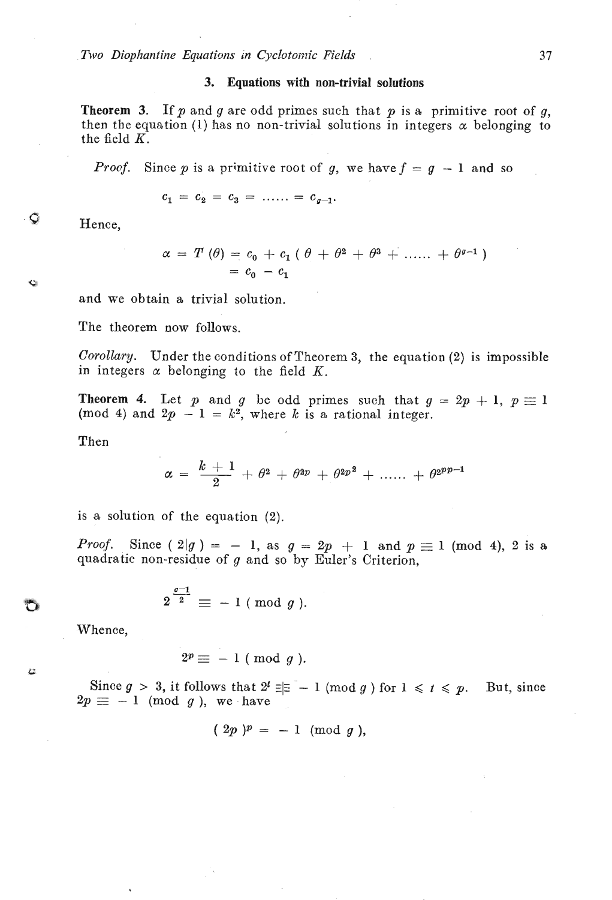## 3. Equations with non-trivial solutions

**Theorem 3.** If $p$ and $g$ are odd primes such that $p$ is a primitive root of $g$, then the equation (1) has no non-trivial solutions in integers $\alpha$ belonging to the field $K$.

*Proof.* Since $p$ is a primitive root of $g$, we have $f = g - 1$ and so

$$c_1 = c_2 = c_3 = \ldots\ldots = c_{g-1}.$$

Hence,

$$\alpha = T(\theta) = c_0 + c_1 ( \theta + \theta^2 + \theta^3 + \ldots\ldots + \theta^{g-1} )$$
$$= c_0 - c_1$$

and we obtain a trivial solution.

The theorem now follows.

*Corollary.* Under the conditions of Theorem 3, the equation (2) is impossible in integers $\alpha$ belonging to the field $K$.

**Theorem 4.** Let $p$ and $g$ be odd primes such that $g = 2p + 1$, $p \equiv 1 \pmod 4$ and $2p - 1 = k^2$, where $k$ is a rational integer.

Then

$$\alpha = \frac{k+1}{2} + \theta^2 + \theta^{2p} + \theta^{2p^2} + \ldots\ldots + \theta^{2p^{p-1}}$$

is a solution of the equation (2).

*Proof.* Since $( 2|g ) = -1$, as $g = 2p + 1$ and $p \equiv 1 \pmod 4$, 2 is a quadratic non-residue of $g$ and so by Euler's Criterion,

$$2^{\frac{g-1}{2}} \equiv -1 \pmod g.$$

Whence,

$$2^p \equiv -1 \pmod g.$$

Since $g > 3$, it follows that $2^t \not\equiv -1 \pmod g$ for $1 \leqslant t \leqslant p$. But, since $2p \equiv -1 \pmod g$, we have

$$( 2p )^p = -1 \pmod g,$$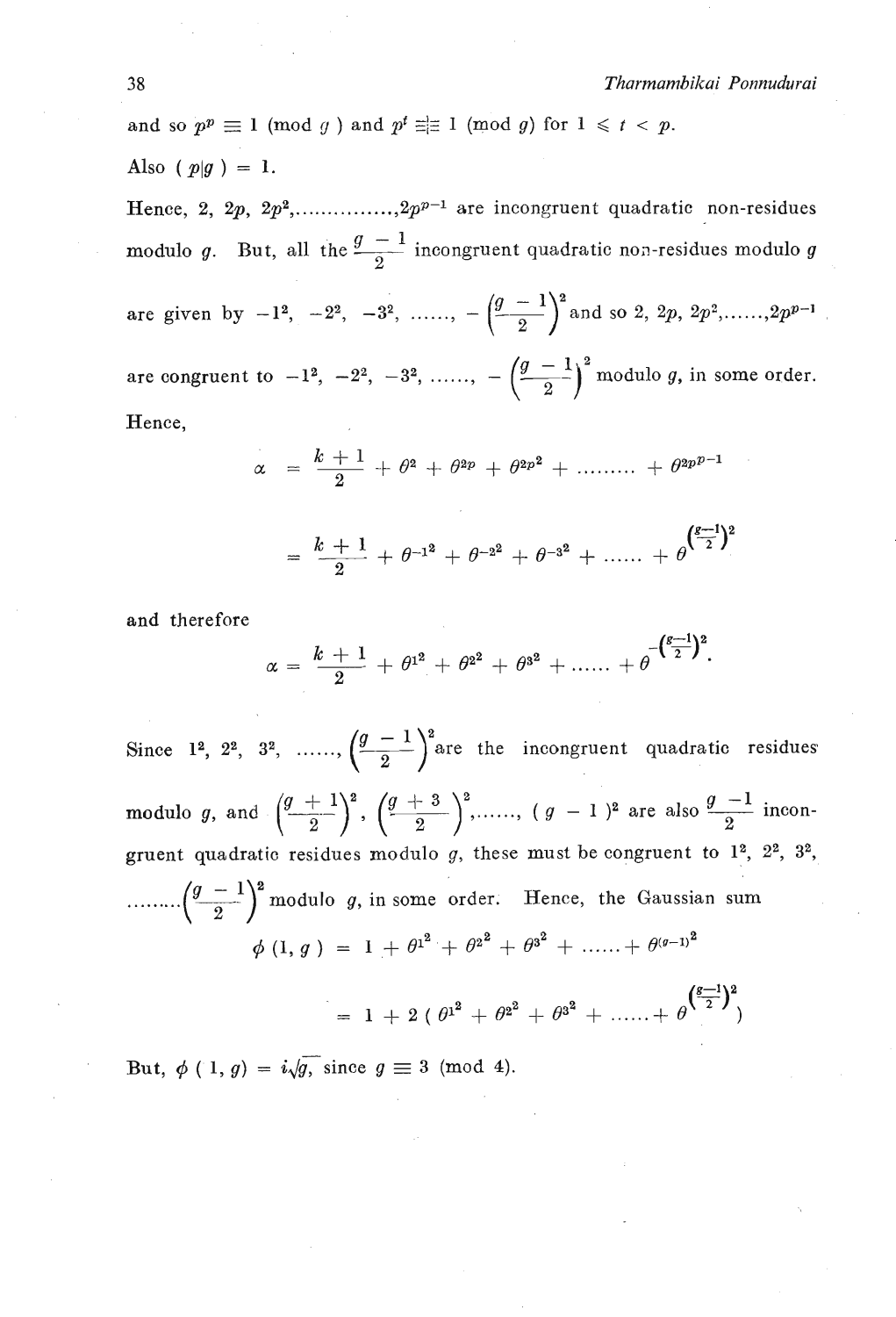and so $p^p \equiv 1 \pmod{g}$ and $p^t \not\equiv 1 \pmod{g}$ for $1 \leqslant t < p$.

Also $(p|g) = 1$.

Hence, $2, 2p, 2p^2, \ldots\ldots\ldots\ldots\ldots, 2p^{p-1}$ are incongruent quadratic non-residues modulo $g$. But, all the $\frac{g-1}{2}$ incongruent quadratic non-residues modulo $g$ are given by $-1^2, -2^2, -3^2, \ldots\ldots, -\left(\frac{g-1}{2}\right)^2$ and so $2, 2p, 2p^2, \ldots\ldots, 2p^{p-1}$ are congruent to $-1^2, -2^2, -3^2, \ldots\ldots, -\left(\frac{g-1}{2}\right)^2$ modulo $g$, in some order.

Hence,

$$\alpha = \frac{k+1}{2} + \theta^2 + \theta^{2p} + \theta^{2p^2} + \ldots\ldots\ldots + \theta^{2p^{p-1}}$$

$$= \frac{k+1}{2} + \theta^{-1^2} + \theta^{-2^2} + \theta^{-3^2} + \ldots\ldots + \theta^{\left(\frac{g-1}{2}\right)^2}$$

and therefore

$$\alpha = \frac{k+1}{2} + \theta^{1^2} + \theta^{2^2} + \theta^{3^2} + \ldots\ldots + \theta^{-\left(\frac{g-1}{2}\right)^2}.$$

Since $1^2, 2^2, 3^2, \ldots\ldots, \left(\frac{g-1}{2}\right)^2$ are the incongruent quadratic residues modulo $g$, and $\left(\frac{g+1}{2}\right)^2, \left(\frac{g+3}{2}\right)^2, \ldots\ldots, (g-1)^2$ are also $\frac{g-1}{2}$ incongruent quadratic residues modulo $g$, these must be congruent to $1^2, 2^2, 3^2, \ldots\ldots\ldots \left(\frac{g-1}{2}\right)^2$ modulo $g$, in some order. Hence, the Gaussian sum

$$\phi(1, g) = 1 + \theta^{1^2} + \theta^{2^2} + \theta^{3^2} + \ldots\ldots + \theta^{(g-1)^2}$$

$$= 1 + 2\left(\theta^{1^2} + \theta^{2^2} + \theta^{3^2} + \ldots\ldots + \theta^{\left(\frac{g-1}{2}\right)^2}\right)$$

But, $\phi(1, g) = i\sqrt{g}$, since $g \equiv 3 \pmod{4}$.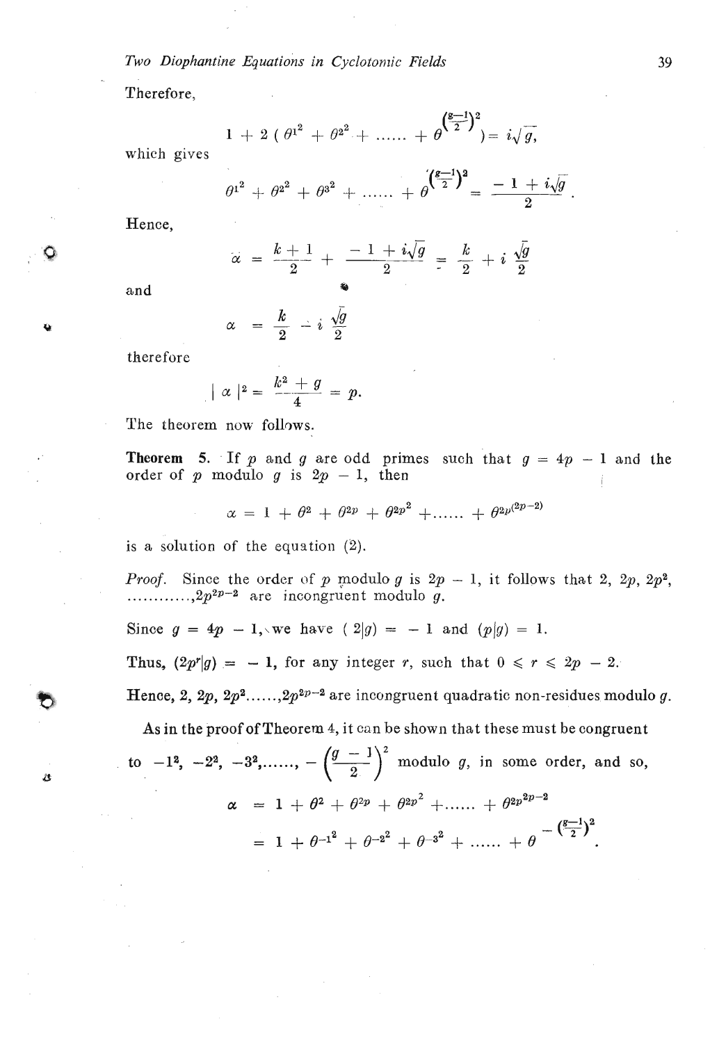Therefore,

$$1 + 2\left(\theta^{1^2} + \theta^{2^2} + \ldots\ldots + \theta^{\left(\frac{g-1}{2}\right)^2}\right) = i\sqrt{g},$$

which gives

$$\theta^{1^2} + \theta^{2^2} + \theta^{3^2} + \ldots\ldots + \theta^{\left(\frac{g-1}{2}\right)^2} = \frac{-1 + i\sqrt{g}}{2}.$$

Hence,

$$\alpha = \frac{k+1}{2} + \frac{-1 + i\sqrt{g}}{2} = \frac{k}{2} + i\,\frac{\sqrt{g}}{2}$$

and

$$\bar{\alpha} = \frac{k}{2} - i\,\frac{\sqrt{g}}{2}$$

therefore

$$|\,\alpha\,|^2 = \frac{k^2 + g}{4} = p.$$

The theorem now follows.

**Theorem 5.** If $p$ and $g$ are odd primes such that $g = 4p - 1$ and the order of $p$ modulo $g$ is $2p - 1$, then

$$\alpha = 1 + \theta^2 + \theta^{2p} + \theta^{2p^2} + \ldots\ldots + \theta^{2p^{(2p-2)}}$$

is a solution of the equation (2).

*Proof.* Since the order of $p$ modulo $g$ is $2p - 1$, it follows that $2, 2p, 2p^2, \ldots\ldots\ldots\ldots, 2p^{2p-2}$ are incongruent modulo $g$.

Since $g = 4p - 1$, we have $(2|g) = -1$ and $(p|g) = 1$.

Thus, $(2p^r|g) = -1$, for any integer $r$, such that $0 \leqslant r \leqslant 2p - 2$.

Hence, $2, 2p, 2p^2 \ldots\ldots, 2p^{2p-2}$ are incongruent quadratic non-residues modulo $g$.

As in the proof of Theorem 4, it can be shown that these must be congruent to $-1^2, -2^2, -3^2, \ldots\ldots, -\left(\frac{g-1}{2}\right)^2$ modulo $g$, in some order, and so,

$$\begin{aligned}\alpha &= 1 + \theta^2 + \theta^{2p} + \theta^{2p^2} + \ldots\ldots + \theta^{2p^{2p-2}} \\ &= 1 + \theta^{-1^2} + \theta^{-2^2} + \theta^{-3^2} + \ldots\ldots + \theta^{-\left(\frac{g-1}{2}\right)^2}.\end{aligned}$$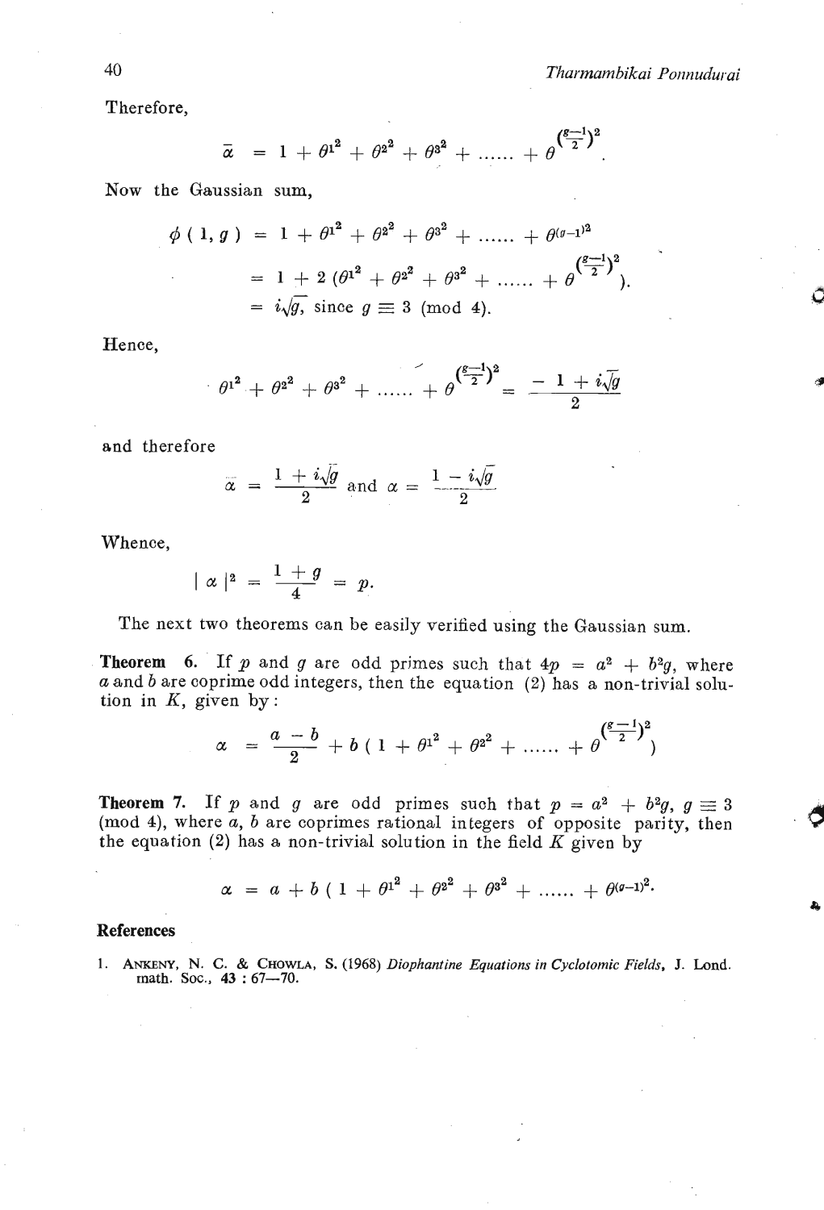Therefore,

$$\bar{\alpha} = 1 + \theta^{1^2} + \theta^{2^2} + \theta^{3^2} + \ldots\ldots + \theta^{\left(\frac{g-1}{2}\right)^2}.$$

Now the Gaussian sum,

$$\begin{aligned}
\phi(1, g) &= 1 + \theta^{1^2} + \theta^{2^2} + \theta^{3^2} + \ldots\ldots + \theta^{(g-1)^2} \\
&= 1 + 2\left(\theta^{1^2} + \theta^{2^2} + \theta^{3^2} + \ldots\ldots + \theta^{\left(\frac{g-1}{2}\right)^2}\right). \\
&= i\sqrt{g}, \text{ since } g \equiv 3 \pmod 4).
\end{aligned}$$

Hence,

$$\theta^{1^2} + \theta^{2^2} + \theta^{3^2} + \ldots\ldots + \theta^{\left(\frac{g-1}{2}\right)^2} = \frac{-1 + i\sqrt{g}}{2}$$

and therefore

$$\bar{\alpha} = \frac{1 + i\sqrt{g}}{2} \text{ and } \alpha = \frac{1 - i\sqrt{g}}{2}$$

Whence,

$$|\alpha|^2 = \frac{1 + g}{4} = p.$$

The next two theorems can be easily verified using the Gaussian sum.

**Theorem 6.** If $p$ and $g$ are odd primes such that $4p = a^2 + b^2 g$, where $a$ and $b$ are coprime odd integers, then the equation (2) has a non-trivial solution in $K$, given by:

$$\alpha = \frac{a - b}{2} + b\left(1 + \theta^{1^2} + \theta^{2^2} + \ldots\ldots + \theta^{\left(\frac{g-1}{2}\right)^2}\right)$$

**Theorem 7.** If $p$ and $g$ are odd primes such that $p = a^2 + b^2 g$, $g \equiv 3 \pmod 4$, where $a$, $b$ are coprimes rational integers of opposite parity, then the equation (2) has a non-trivial solution in the field $K$ given by

$$\alpha = a + b\left(1 + \theta^{1^2} + \theta^{2^2} + \theta^{3^2} + \ldots\ldots + \theta^{(g-1)^2}\right.$$

## References

1. Ankeny, N. C. & Chowla, S. (1968) *Diophantine Equations in Cyclotomic Fields*, J. Lond. math. Soc., **43** : 67—70.